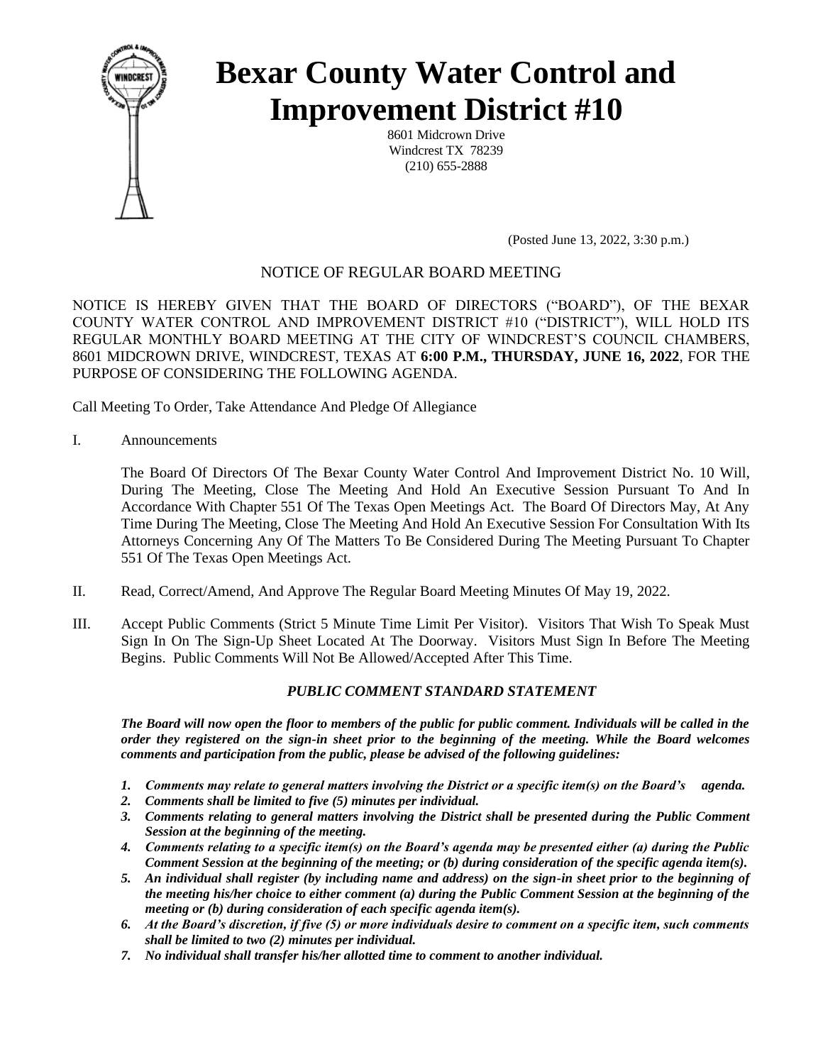# Bexar County Water Control and Improvement District #10

8601 Midcrown Drive
Windcrest TX 78239
(210) 655-2888

(Posted June 13, 2022, 3:30 p.m.)

## NOTICE OF REGULAR BOARD MEETING

NOTICE IS HEREBY GIVEN THAT THE BOARD OF DIRECTORS ("BOARD"), OF THE BEXAR COUNTY WATER CONTROL AND IMPROVEMENT DISTRICT #10 ("DISTRICT"), WILL HOLD ITS REGULAR MONTHLY BOARD MEETING AT THE CITY OF WINDCREST'S COUNCIL CHAMBERS, 8601 MIDCROWN DRIVE, WINDCREST, TEXAS AT **6:00 P.M., THURSDAY, JUNE 16, 2022**, FOR THE PURPOSE OF CONSIDERING THE FOLLOWING AGENDA.

Call Meeting To Order, Take Attendance And Pledge Of Allegiance

I. Announcements

The Board Of Directors Of The Bexar County Water Control And Improvement District No. 10 Will, During The Meeting, Close The Meeting And Hold An Executive Session Pursuant To And In Accordance With Chapter 551 Of The Texas Open Meetings Act. The Board Of Directors May, At Any Time During The Meeting, Close The Meeting And Hold An Executive Session For Consultation With Its Attorneys Concerning Any Of The Matters To Be Considered During The Meeting Pursuant To Chapter 551 Of The Texas Open Meetings Act.

II. Read, Correct/Amend, And Approve The Regular Board Meeting Minutes Of May 19, 2022.

III. Accept Public Comments (Strict 5 Minute Time Limit Per Visitor). Visitors That Wish To Speak Must Sign In On The Sign-Up Sheet Located At The Doorway. Visitors Must Sign In Before The Meeting Begins. Public Comments Will Not Be Allowed/Accepted After This Time.

### *PUBLIC COMMENT STANDARD STATEMENT*

***The Board will now open the floor to members of the public for public comment. Individuals will be called in the order they registered on the sign-in sheet prior to the beginning of the meeting. While the Board welcomes comments and participation from the public, please be advised of the following guidelines:***

1. ***Comments may relate to general matters involving the District or a specific item(s) on the Board's agenda.***
2. ***Comments shall be limited to five (5) minutes per individual.***
3. ***Comments relating to general matters involving the District shall be presented during the Public Comment Session at the beginning of the meeting.***
4. ***Comments relating to a specific item(s) on the Board's agenda may be presented either (a) during the Public Comment Session at the beginning of the meeting; or (b) during consideration of the specific agenda item(s).***
5. ***An individual shall register (by including name and address) on the sign-in sheet prior to the beginning of the meeting his/her choice to either comment (a) during the Public Comment Session at the beginning of the meeting or (b) during consideration of each specific agenda item(s).***
6. ***At the Board's discretion, if five (5) or more individuals desire to comment on a specific item, such comments shall be limited to two (2) minutes per individual.***
7. ***No individual shall transfer his/her allotted time to comment to another individual.***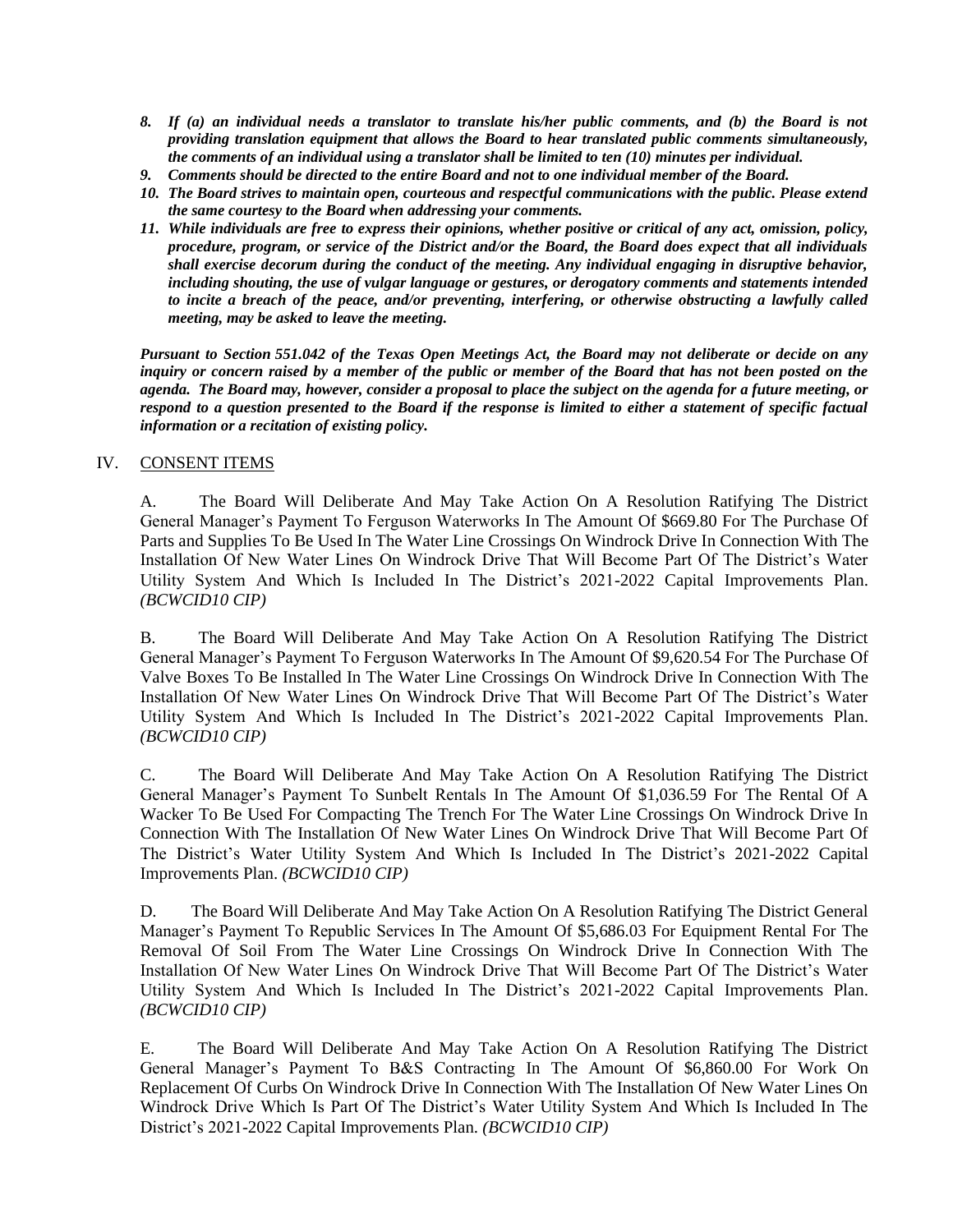8. ***If (a) an individual needs a translator to translate his/her public comments, and (b) the Board is not providing translation equipment that allows the Board to hear translated public comments simultaneously, the comments of an individual using a translator shall be limited to ten (10) minutes per individual.***
9. ***Comments should be directed to the entire Board and not to one individual member of the Board.***
10. ***The Board strives to maintain open, courteous and respectful communications with the public. Please extend the same courtesy to the Board when addressing your comments.***
11. ***While individuals are free to express their opinions, whether positive or critical of any act, omission, policy, procedure, program, or service of the District and/or the Board, the Board does expect that all individuals shall exercise decorum during the conduct of the meeting. Any individual engaging in disruptive behavior, including shouting, the use of vulgar language or gestures, or derogatory comments and statements intended to incite a breach of the peace, and/or preventing, interfering, or otherwise obstructing a lawfully called meeting, may be asked to leave the meeting.***

***Pursuant to Section 551.042 of the Texas Open Meetings Act, the Board may not deliberate or decide on any inquiry or concern raised by a member of the public or member of the Board that has not been posted on the agenda. The Board may, however, consider a proposal to place the subject on the agenda for a future meeting, or respond to a question presented to the Board if the response is limited to either a statement of specific factual information or a recitation of existing policy.***

IV. CONSENT ITEMS

A. The Board Will Deliberate And May Take Action On A Resolution Ratifying The District General Manager's Payment To Ferguson Waterworks In The Amount Of $669.80 For The Purchase Of Parts and Supplies To Be Used In The Water Line Crossings On Windrock Drive In Connection With The Installation Of New Water Lines On Windrock Drive That Will Become Part Of The District's Water Utility System And Which Is Included In The District's 2021-2022 Capital Improvements Plan. *(BCWCID10 CIP)*

B. The Board Will Deliberate And May Take Action On A Resolution Ratifying The District General Manager's Payment To Ferguson Waterworks In The Amount Of $9,620.54 For The Purchase Of Valve Boxes To Be Installed In The Water Line Crossings On Windrock Drive In Connection With The Installation Of New Water Lines On Windrock Drive That Will Become Part Of The District's Water Utility System And Which Is Included In The District's 2021-2022 Capital Improvements Plan. *(BCWCID10 CIP)*

C. The Board Will Deliberate And May Take Action On A Resolution Ratifying The District General Manager's Payment To Sunbelt Rentals In The Amount Of $1,036.59 For The Rental Of A Wacker To Be Used For Compacting The Trench For The Water Line Crossings On Windrock Drive In Connection With The Installation Of New Water Lines On Windrock Drive That Will Become Part Of The District's Water Utility System And Which Is Included In The District's 2021-2022 Capital Improvements Plan. *(BCWCID10 CIP)*

D. The Board Will Deliberate And May Take Action On A Resolution Ratifying The District General Manager's Payment To Republic Services In The Amount Of $5,686.03 For Equipment Rental For The Removal Of Soil From The Water Line Crossings On Windrock Drive In Connection With The Installation Of New Water Lines On Windrock Drive That Will Become Part Of The District's Water Utility System And Which Is Included In The District's 2021-2022 Capital Improvements Plan. *(BCWCID10 CIP)*

E. The Board Will Deliberate And May Take Action On A Resolution Ratifying The District General Manager's Payment To B&S Contracting In The Amount Of $6,860.00 For Work On Replacement Of Curbs On Windrock Drive In Connection With The Installation Of New Water Lines On Windrock Drive Which Is Part Of The District's Water Utility System And Which Is Included In The District's 2021-2022 Capital Improvements Plan. *(BCWCID10 CIP)*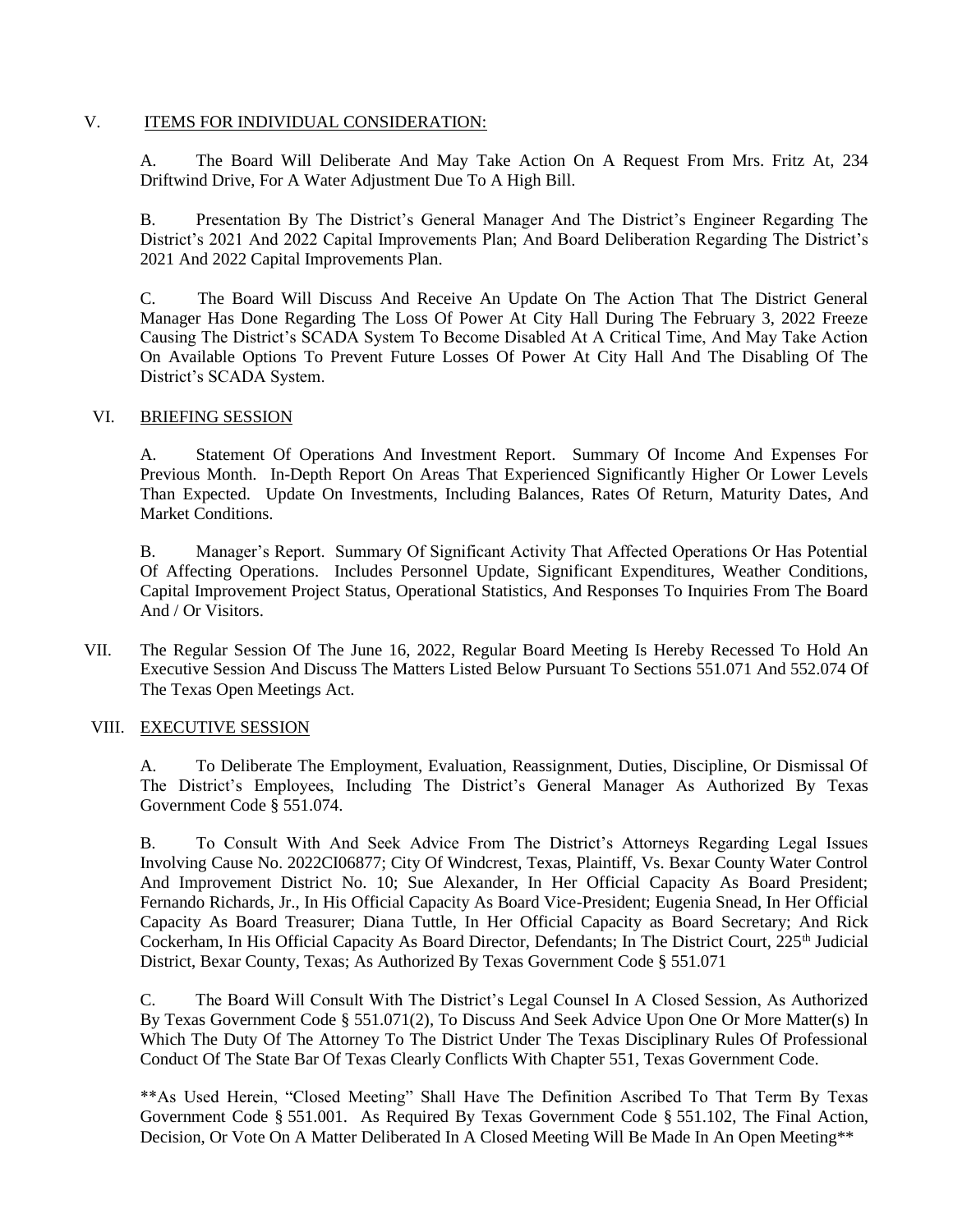V. ITEMS FOR INDIVIDUAL CONSIDERATION:

A. The Board Will Deliberate And May Take Action On A Request From Mrs. Fritz At, 234 Driftwind Drive, For A Water Adjustment Due To A High Bill.

B. Presentation By The District's General Manager And The District's Engineer Regarding The District's 2021 And 2022 Capital Improvements Plan; And Board Deliberation Regarding The District's 2021 And 2022 Capital Improvements Plan.

C. The Board Will Discuss And Receive An Update On The Action That The District General Manager Has Done Regarding The Loss Of Power At City Hall During The February 3, 2022 Freeze Causing The District's SCADA System To Become Disabled At A Critical Time, And May Take Action On Available Options To Prevent Future Losses Of Power At City Hall And The Disabling Of The District's SCADA System.

VI. BRIEFING SESSION

A. Statement Of Operations And Investment Report. Summary Of Income And Expenses For Previous Month. In-Depth Report On Areas That Experienced Significantly Higher Or Lower Levels Than Expected. Update On Investments, Including Balances, Rates Of Return, Maturity Dates, And Market Conditions.

B. Manager's Report. Summary Of Significant Activity That Affected Operations Or Has Potential Of Affecting Operations. Includes Personnel Update, Significant Expenditures, Weather Conditions, Capital Improvement Project Status, Operational Statistics, And Responses To Inquiries From The Board And / Or Visitors.

VII. The Regular Session Of The June 16, 2022, Regular Board Meeting Is Hereby Recessed To Hold An Executive Session And Discuss The Matters Listed Below Pursuant To Sections 551.071 And 552.074 Of The Texas Open Meetings Act.

VIII. EXECUTIVE SESSION

A. To Deliberate The Employment, Evaluation, Reassignment, Duties, Discipline, Or Dismissal Of The District's Employees, Including The District's General Manager As Authorized By Texas Government Code § 551.074.

B. To Consult With And Seek Advice From The District's Attorneys Regarding Legal Issues Involving Cause No. 2022CI06877; City Of Windcrest, Texas, Plaintiff, Vs. Bexar County Water Control And Improvement District No. 10; Sue Alexander, In Her Official Capacity As Board President; Fernando Richards, Jr., In His Official Capacity As Board Vice-President; Eugenia Snead, In Her Official Capacity As Board Treasurer; Diana Tuttle, In Her Official Capacity as Board Secretary; And Rick Cockerham, In His Official Capacity As Board Director, Defendants; In The District Court, 225th Judicial District, Bexar County, Texas; As Authorized By Texas Government Code § 551.071

C. The Board Will Consult With The District's Legal Counsel In A Closed Session, As Authorized By Texas Government Code § 551.071(2), To Discuss And Seek Advice Upon One Or More Matter(s) In Which The Duty Of The Attorney To The District Under The Texas Disciplinary Rules Of Professional Conduct Of The State Bar Of Texas Clearly Conflicts With Chapter 551, Texas Government Code.

**As Used Herein, "Closed Meeting" Shall Have The Definition Ascribed To That Term By Texas Government Code § 551.001. As Required By Texas Government Code § 551.102, The Final Action, Decision, Or Vote On A Matter Deliberated In A Closed Meeting Will Be Made In An Open Meeting**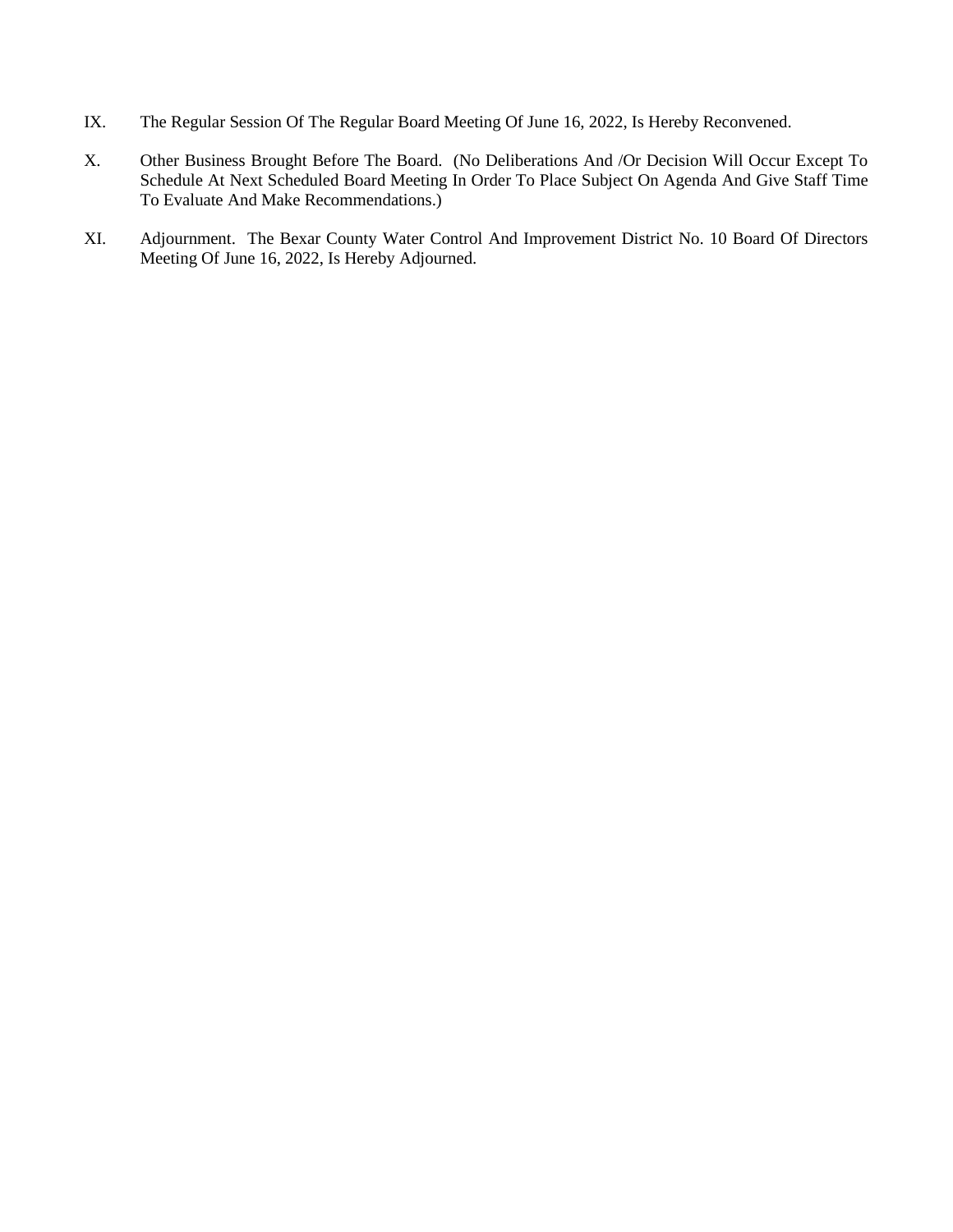IX. The Regular Session Of The Regular Board Meeting Of June 16, 2022, Is Hereby Reconvened.

X. Other Business Brought Before The Board. (No Deliberations And /Or Decision Will Occur Except To Schedule At Next Scheduled Board Meeting In Order To Place Subject On Agenda And Give Staff Time To Evaluate And Make Recommendations.)

XI. Adjournment. The Bexar County Water Control And Improvement District No. 10 Board Of Directors Meeting Of June 16, 2022, Is Hereby Adjourned.